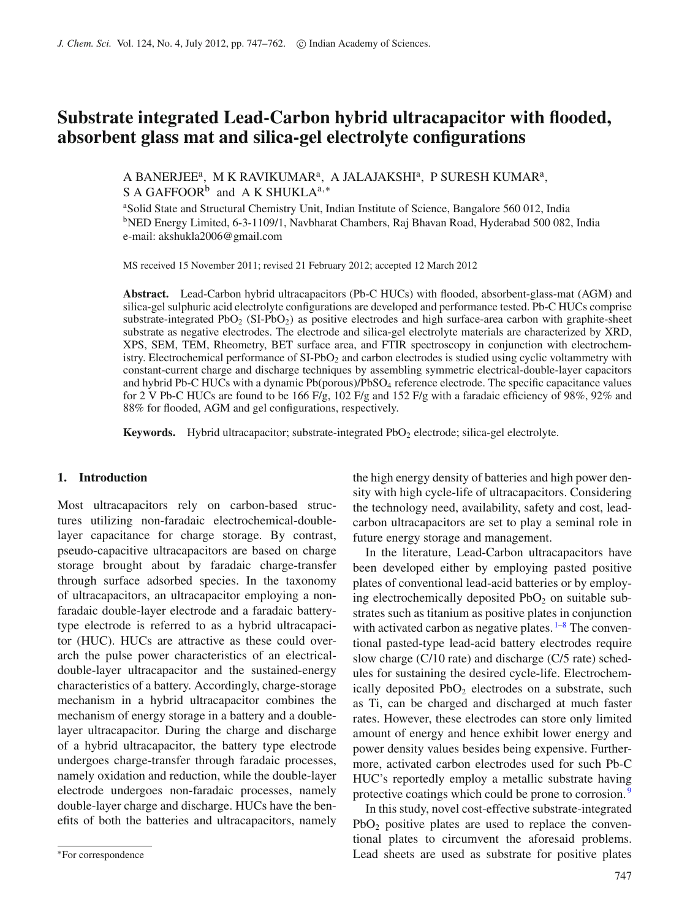# Substrate integrated Lead-Carbon hybrid ultracapacitor with flooded, absorbent glass mat and silica-gel electrolyte configurations

A BANERJEE[a], M K RAVIKUMAR[a], A JALAJAKSHI[a], P SURESH KUMAR[a], S A GAFFOOR[b] and A K SHUKLA[a,*]

[a]Solid State and Structural Chemistry Unit, Indian Institute of Science, Bangalore 560 012, India
[b]NED Energy Limited, 6-3-1109/1, Navbharat Chambers, Raj Bhavan Road, Hyderabad 500 082, India
e-mail: akshukla2006@gmail.com

MS received 15 November 2011; revised 21 February 2012; accepted 12 March 2012

**Abstract.** Lead-Carbon hybrid ultracapacitors (Pb-C HUCs) with flooded, absorbent-glass-mat (AGM) and silica-gel sulphuric acid electrolyte configurations are developed and performance tested. Pb-C HUCs comprise substrate-integrated $PbO_2$ (SI-$PbO_2$) as positive electrodes and high surface-area carbon with graphite-sheet substrate as negative electrodes. The electrode and silica-gel electrolyte materials are characterized by XRD, XPS, SEM, TEM, Rheometry, BET surface area, and FTIR spectroscopy in conjunction with electrochemistry. Electrochemical performance of SI-$PbO_2$ and carbon electrodes is studied using cyclic voltammetry with constant-current charge and discharge techniques by assembling symmetric electrical-double-layer capacitors and hybrid Pb-C HUCs with a dynamic Pb(porous)/$PbSO_4$ reference electrode. The specific capacitance values for 2 V Pb-C HUCs are found to be 166 F/g, 102 F/g and 152 F/g with a faradaic efficiency of 98%, 92% and 88% for flooded, AGM and gel configurations, respectively.

**Keywords.** Hybrid ultracapacitor; substrate-integrated $PbO_2$ electrode; silica-gel electrolyte.

## 1. Introduction

Most ultracapacitors rely on carbon-based structures utilizing non-faradaic electrochemical-double-layer capacitance for charge storage. By contrast, pseudo-capacitive ultracapacitors are based on charge storage brought about by faradaic charge-transfer through surface adsorbed species. In the taxonomy of ultracapacitors, an ultracapacitor employing a non-faradaic double-layer electrode and a faradaic battery-type electrode is referred to as a hybrid ultracapacitor (HUC). HUCs are attractive as these could overarch the pulse power characteristics of an electrical-double-layer ultracapacitor and the sustained-energy characteristics of a battery. Accordingly, charge-storage mechanism in a hybrid ultracapacitor combines the mechanism of energy storage in a battery and a double-layer ultracapacitor. During the charge and discharge of a hybrid ultracapacitor, the battery type electrode undergoes charge-transfer through faradaic processes, namely oxidation and reduction, while the double-layer electrode undergoes non-faradaic processes, namely double-layer charge and discharge. HUCs have the benefits of both the batteries and ultracapacitors, namely the high energy density of batteries and high power density with high cycle-life of ultracapacitors. Considering the technology need, availability, safety and cost, lead-carbon ultracapacitors are set to play a seminal role in future energy storage and management.

In the literature, Lead-Carbon ultracapacitors have been developed either by employing pasted positive plates of conventional lead-acid batteries or by employing electrochemically deposited $PbO_2$ on suitable substrates such as titanium as positive plates in conjunction with activated carbon as negative plates.[1–8] The conventional pasted-type lead-acid battery electrodes require slow charge (C/10 rate) and discharge (C/5 rate) schedules for sustaining the desired cycle-life. Electrochemically deposited $PbO_2$ electrodes on a substrate, such as Ti, can be charged and discharged at much faster rates. However, these electrodes can store only limited amount of energy and hence exhibit lower energy and power density values besides being expensive. Furthermore, activated carbon electrodes used for such Pb-C HUC's reportedly employ a metallic substrate having protective coatings which could be prone to corrosion.[9]

In this study, novel cost-effective substrate-integrated $PbO_2$ positive plates are used to replace the conventional plates to circumvent the aforesaid problems. Lead sheets are used as substrate for positive plates

*For correspondence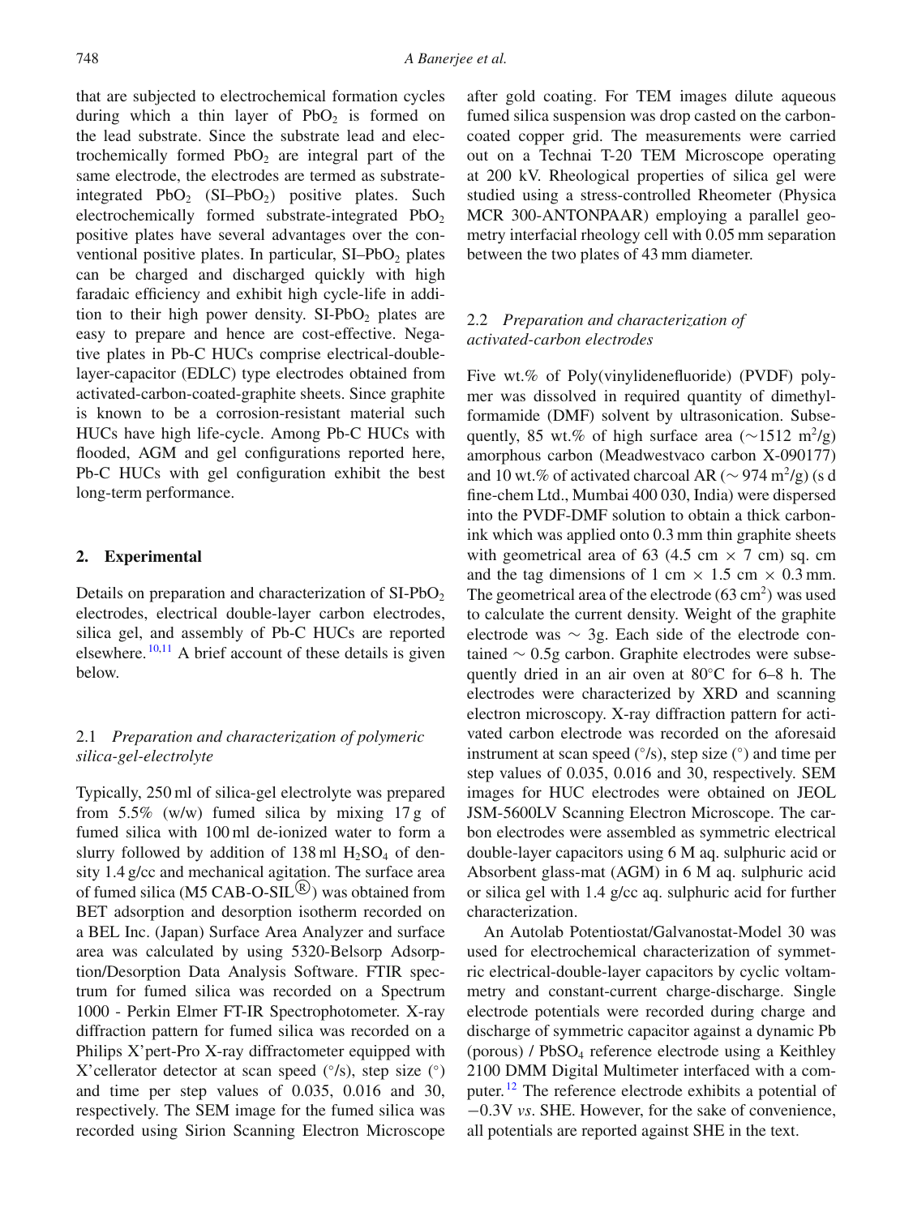that are subjected to electrochemical formation cycles during which a thin layer of $PbO_2$ is formed on the lead substrate. Since the substrate lead and electrochemically formed $PbO_2$ are integral part of the same electrode, the electrodes are termed as substrate-integrated $PbO_2$ (SI–$PbO_2$) positive plates. Such electrochemically formed substrate-integrated $PbO_2$ positive plates have several advantages over the conventional positive plates. In particular, SI–$PbO_2$ plates can be charged and discharged quickly with high faradaic efficiency and exhibit high cycle-life in addition to their high power density. SI-$PbO_2$ plates are easy to prepare and hence are cost-effective. Negative plates in Pb-C HUCs comprise electrical-double-layer-capacitor (EDLC) type electrodes obtained from activated-carbon-coated-graphite sheets. Since graphite is known to be a corrosion-resistant material such HUCs have high life-cycle. Among Pb-C HUCs with flooded, AGM and gel configurations reported here, Pb-C HUCs with gel configuration exhibit the best long-term performance.

## 2. Experimental

Details on preparation and characterization of SI-$PbO_2$ electrodes, electrical double-layer carbon electrodes, silica gel, and assembly of Pb-C HUCs are reported elsewhere.[10,11] A brief account of these details is given below.

### 2.1 *Preparation and characterization of polymeric silica-gel-electrolyte*

Typically, 250 ml of silica-gel electrolyte was prepared from 5.5% (w/w) fumed silica by mixing 17 g of fumed silica with 100 ml de-ionized water to form a slurry followed by addition of 138 ml $H_2SO_4$ of density 1.4 g/cc and mechanical agitation. The surface area of fumed silica (M5 CAB-O-SIL®) was obtained from BET adsorption and desorption isotherm recorded on a BEL Inc. (Japan) Surface Area Analyzer and surface area was calculated by using 5320-Belsorp Adsorption/Desorption Data Analysis Software. FTIR spectrum for fumed silica was recorded on a Spectrum 1000 - Perkin Elmer FT-IR Spectrophotometer. X-ray diffraction pattern for fumed silica was recorded on a Philips X'pert-Pro X-ray diffractometer equipped with X'cellerator detector at scan speed (°/s), step size (°) and time per step values of 0.035, 0.016 and 30, respectively. The SEM image for the fumed silica was recorded using Sirion Scanning Electron Microscope after gold coating. For TEM images dilute aqueous fumed silica suspension was drop casted on the carbon-coated copper grid. The measurements were carried out on a Technai T-20 TEM Microscope operating at 200 kV. Rheological properties of silica gel were studied using a stress-controlled Rheometer (Physica MCR 300-ANTONPAAR) employing a parallel geometry interfacial rheology cell with 0.05 mm separation between the two plates of 43 mm diameter.

### 2.2 *Preparation and characterization of activated-carbon electrodes*

Five wt.% of Poly(vinylidenefluoride) (PVDF) polymer was dissolved in required quantity of dimethylformamide (DMF) solvent by ultrasonication. Subsequently, 85 wt.% of high surface area ($\sim$1512 $m^2$/g) amorphous carbon (Meadwestvaco carbon X-090177) and 10 wt.% of activated charcoal AR ($\sim$ 974 $m^2$/g) (s d fine-chem Ltd., Mumbai 400 030, India) were dispersed into the PVDF-DMF solution to obtain a thick carbon-ink which was applied onto 0.3 mm thin graphite sheets with geometrical area of 63 (4.5 cm $\times$ 7 cm) sq. cm and the tag dimensions of 1 cm $\times$ 1.5 cm $\times$ 0.3 mm. The geometrical area of the electrode (63 $cm^2$) was used to calculate the current density. Weight of the graphite electrode was $\sim$ 3g. Each side of the electrode contained $\sim$ 0.5g carbon. Graphite electrodes were subsequently dried in an air oven at 80°C for 6–8 h. The electrodes were characterized by XRD and scanning electron microscopy. X-ray diffraction pattern for activated carbon electrode was recorded on the aforesaid instrument at scan speed (°/s), step size (°) and time per step values of 0.035, 0.016 and 30, respectively. SEM images for HUC electrodes were obtained on JEOL JSM-5600LV Scanning Electron Microscope. The carbon electrodes were assembled as symmetric electrical double-layer capacitors using 6 M aq. sulphuric acid or Absorbent glass-mat (AGM) in 6 M aq. sulphuric acid or silica gel with 1.4 g/cc aq. sulphuric acid for further characterization.

An Autolab Potentiostat/Galvanostat-Model 30 was used for electrochemical characterization of symmetric electrical-double-layer capacitors by cyclic voltammetry and constant-current charge-discharge. Single electrode potentials were recorded during charge and discharge of symmetric capacitor against a dynamic Pb (porous) / $PbSO_4$ reference electrode using a Keithley 2100 DMM Digital Multimeter interfaced with a computer.[12] The reference electrode exhibits a potential of −0.3V *vs*. SHE. However, for the sake of convenience, all potentials are reported against SHE in the text.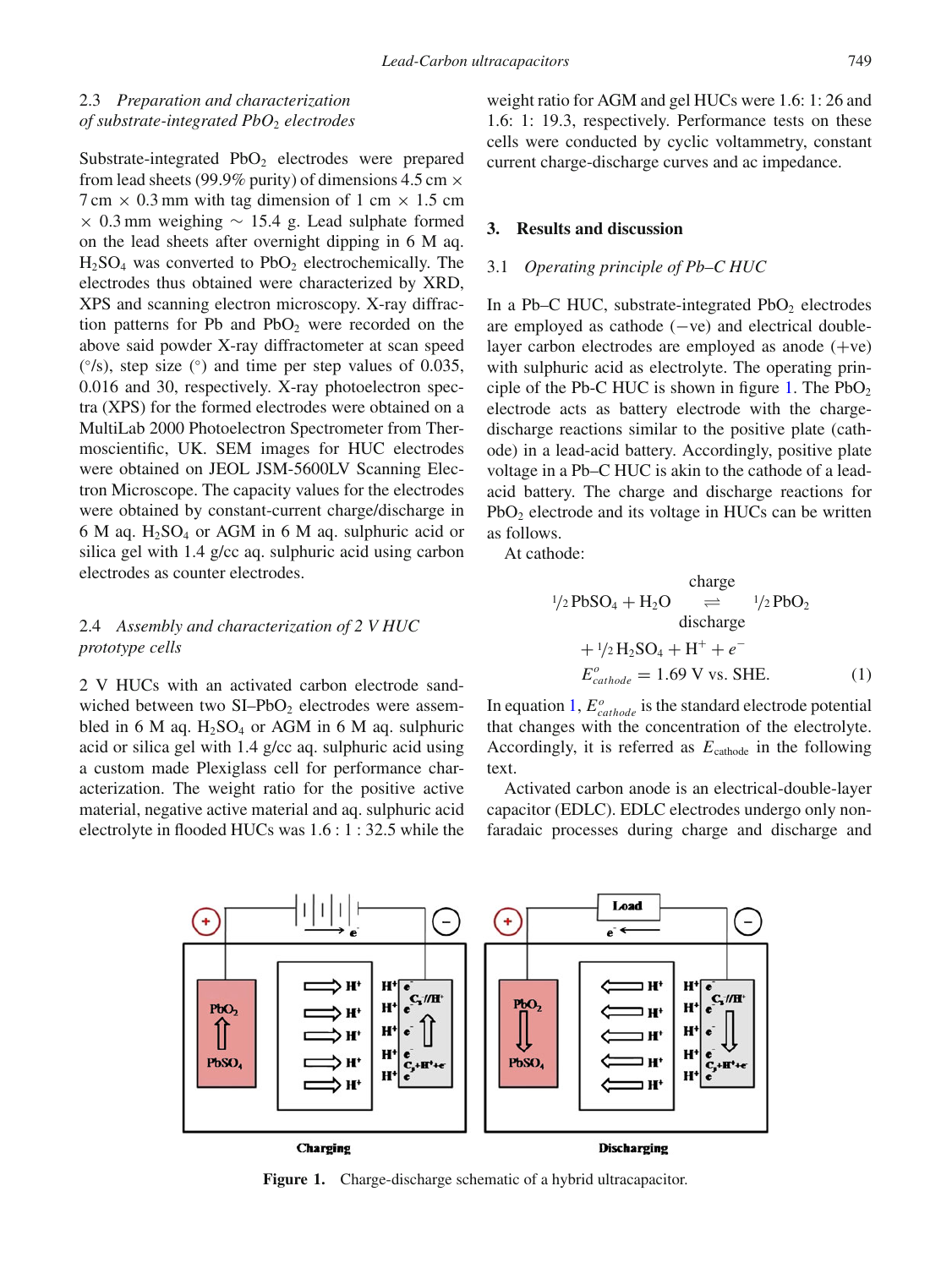### 2.3 *Preparation and characterization of substrate-integrated $PbO_2$ electrodes*

Substrate-integrated $PbO_2$ electrodes were prepared from lead sheets (99.9% purity) of dimensions 4.5 cm × 7 cm × 0.3 mm with tag dimension of 1 cm × 1.5 cm × 0.3 mm weighing ∼ 15.4 g. Lead sulphate formed on the lead sheets after overnight dipping in 6 M aq. $H_2SO_4$ was converted to $PbO_2$ electrochemically. The electrodes thus obtained were characterized by XRD, XPS and scanning electron microscopy. X-ray diffraction patterns for Pb and $PbO_2$ were recorded on the above said powder X-ray diffractometer at scan speed (°/s), step size (°) and time per step values of 0.035, 0.016 and 30, respectively. X-ray photoelectron spectra (XPS) for the formed electrodes were obtained on a MultiLab 2000 Photoelectron Spectrometer from Thermoscientific, UK. SEM images for HUC electrodes were obtained on JEOL JSM-5600LV Scanning Electron Microscope. The capacity values for the electrodes were obtained by constant-current charge/discharge in 6 M aq. $H_2SO_4$ or AGM in 6 M aq. sulphuric acid or silica gel with 1.4 g/cc aq. sulphuric acid using carbon electrodes as counter electrodes.

### 2.4 *Assembly and characterization of 2 V HUC prototype cells*

2 V HUCs with an activated carbon electrode sandwiched between two SI–$PbO_2$ electrodes were assembled in 6 M aq. $H_2SO_4$ or AGM in 6 M aq. sulphuric acid or silica gel with 1.4 g/cc aq. sulphuric acid using a custom made Plexiglass cell for performance characterization. The weight ratio for the positive active material, negative active material and aq. sulphuric acid electrolyte in flooded HUCs was 1.6 : 1 : 32.5 while the weight ratio for AGM and gel HUCs were 1.6: 1: 26 and 1.6: 1: 19.3, respectively. Performance tests on these cells were conducted by cyclic voltammetry, constant current charge-discharge curves and ac impedance.

## 3. Results and discussion

### 3.1 *Operating principle of Pb–C HUC*

In a Pb–C HUC, substrate-integrated $PbO_2$ electrodes are employed as cathode (−ve) and electrical double-layer carbon electrodes are employed as anode (+ve) with sulphuric acid as electrolyte. The operating principle of the Pb-C HUC is shown in figure 1. The $PbO_2$ electrode acts as battery electrode with the charge-discharge reactions similar to the positive plate (cathode) in a lead-acid battery. Accordingly, positive plate voltage in a Pb–C HUC is akin to the cathode of a lead-acid battery. The charge and discharge reactions for $PbO_2$ electrode and its voltage in HUCs can be written as follows.

At cathode:

$$\tfrac{1}{2}\,PbSO_4 + H_2O \underset{\text{discharge}}{\overset{\text{charge}}{\rightleftharpoons}} \tfrac{1}{2}\,PbO_2 + \tfrac{1}{2}\,H_2SO_4 + H^+ + e^-$$

$$E^o_{cathode} = 1.69\ \text{V vs. SHE.} \qquad (1)$$

In equation 1, $E^o_{cathode}$ is the standard electrode potential that changes with the concentration of the electrolyte. Accordingly, it is referred as $E_{cathode}$ in the following text.

Activated carbon anode is an electrical-double-layer capacitor (EDLC). EDLC electrodes undergo only non-faradaic processes during charge and discharge and

**Figure 1.** Charge-discharge schematic of a hybrid ultracapacitor.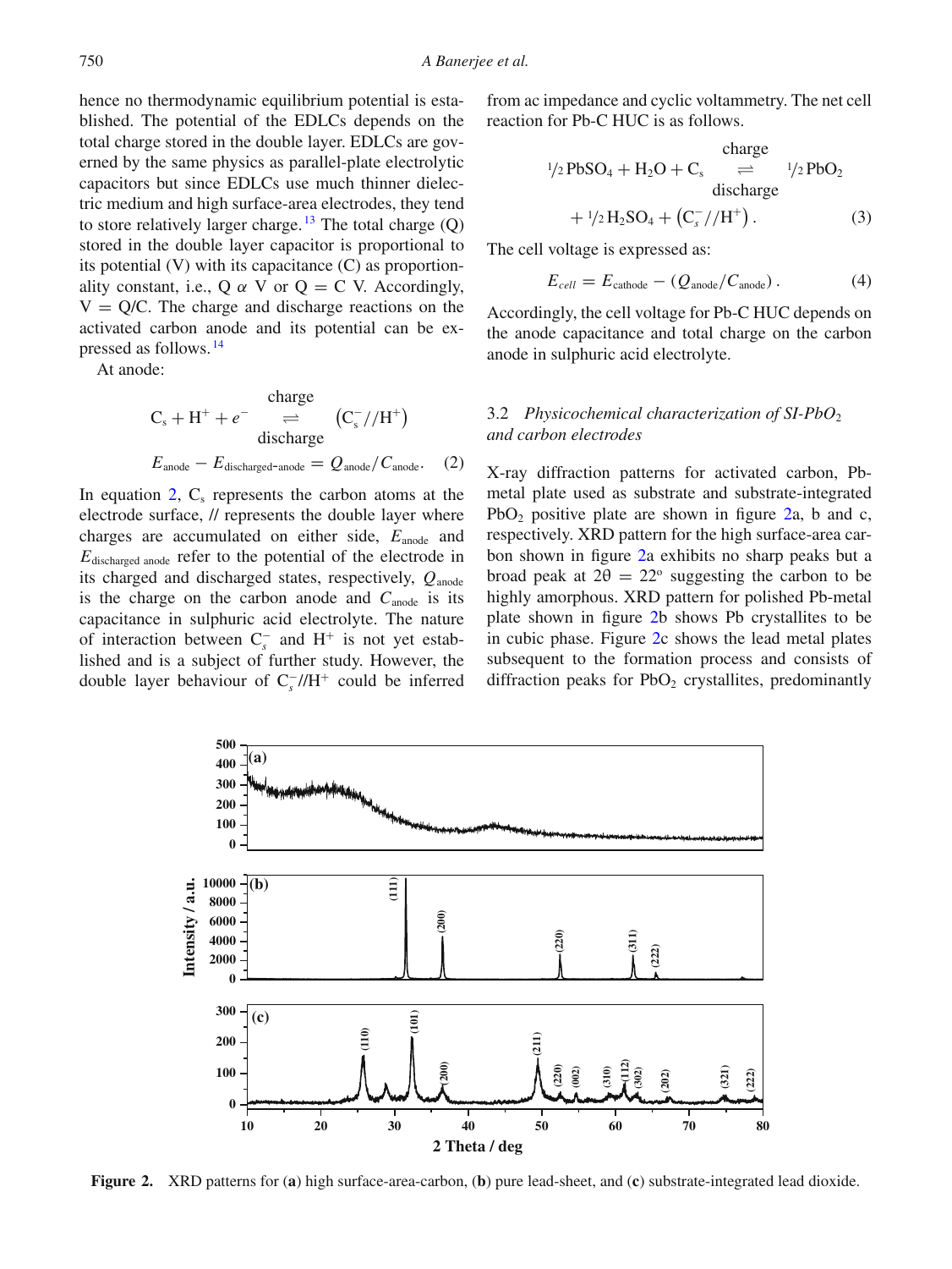hence no thermodynamic equilibrium potential is established. The potential of the EDLCs depends on the total charge stored in the double layer. EDLCs are governed by the same physics as parallel-plate electrolytic capacitors but since EDLCs use much thinner dielectric medium and high surface-area electrodes, they tend to store relatively larger charge.[13] The total charge (Q) stored in the double layer capacitor is proportional to its potential (V) with its capacitance (C) as proportionality constant, i.e., Q $\alpha$ V or Q = C V. Accordingly, V = Q/C. The charge and discharge reactions on the activated carbon anode and its potential can be expressed as follows.[14]

At anode:

$$\mathrm{C_s} + \mathrm{H^+} + e^- \underset{\text{discharge}}{\overset{\text{charge}}{\rightleftharpoons}} \left(\mathrm{C_s^-}//\mathrm{H^+}\right)$$

$$E_{\text{anode}} - E_{\text{discharged-anode}} = Q_{\text{anode}}/C_{\text{anode}}. \quad (2)$$

In equation 2, $C_s$ represents the carbon atoms at the electrode surface, // represents the double layer where charges are accumulated on either side, $E_{\text{anode}}$ and $E_{\text{discharged anode}}$ refer to the potential of the electrode in its charged and discharged states, respectively, $Q_{\text{anode}}$ is the charge on the carbon anode and $C_{\text{anode}}$ is its capacitance in sulphuric acid electrolyte. The nature of interaction between $C_s^-$ and $H^+$ is not yet established and is a subject of further study. However, the double layer behaviour of $C_s^-//H^+$ could be inferred from ac impedance and cyclic voltammetry. The net cell reaction for Pb-C HUC is as follows.

$$^1/_2\,\mathrm{PbSO_4} + \mathrm{H_2O} + \mathrm{C_s} \underset{\text{discharge}}{\overset{\text{charge}}{\rightleftharpoons}} {}^1/_2\,\mathrm{PbO_2} + {}^1/_2\,\mathrm{H_2SO_4} + \left(\mathrm{C_s^-}//\mathrm{H^+}\right). \quad (3)$$

The cell voltage is expressed as:

$$E_{cell} = E_{\text{cathode}} - \left(Q_{\text{anode}}/C_{\text{anode}}\right). \quad (4)$$

Accordingly, the cell voltage for Pb-C HUC depends on the anode capacitance and total charge on the carbon anode in sulphuric acid electrolyte.

### 3.2 *Physicochemical characterization of SI-PbO$_2$ and carbon electrodes*

X-ray diffraction patterns for activated carbon, Pb-metal plate used as substrate and substrate-integrated $PbO_2$ positive plate are shown in figure 2a, b and c, respectively. XRD pattern for the high surface-area carbon shown in figure 2a exhibits no sharp peaks but a broad peak at $2\theta = 22^{\circ}$ suggesting the carbon to be highly amorphous. XRD pattern for polished Pb-metal plate shown in figure 2b shows Pb crystallites to be in cubic phase. Figure 2c shows the lead metal plates subsequent to the formation process and consists of diffraction peaks for $PbO_2$ crystallites, predominantly

**Figure 2.** XRD patterns for (**a**) high surface-area-carbon, (**b**) pure lead-sheet, and (**c**) substrate-integrated lead dioxide.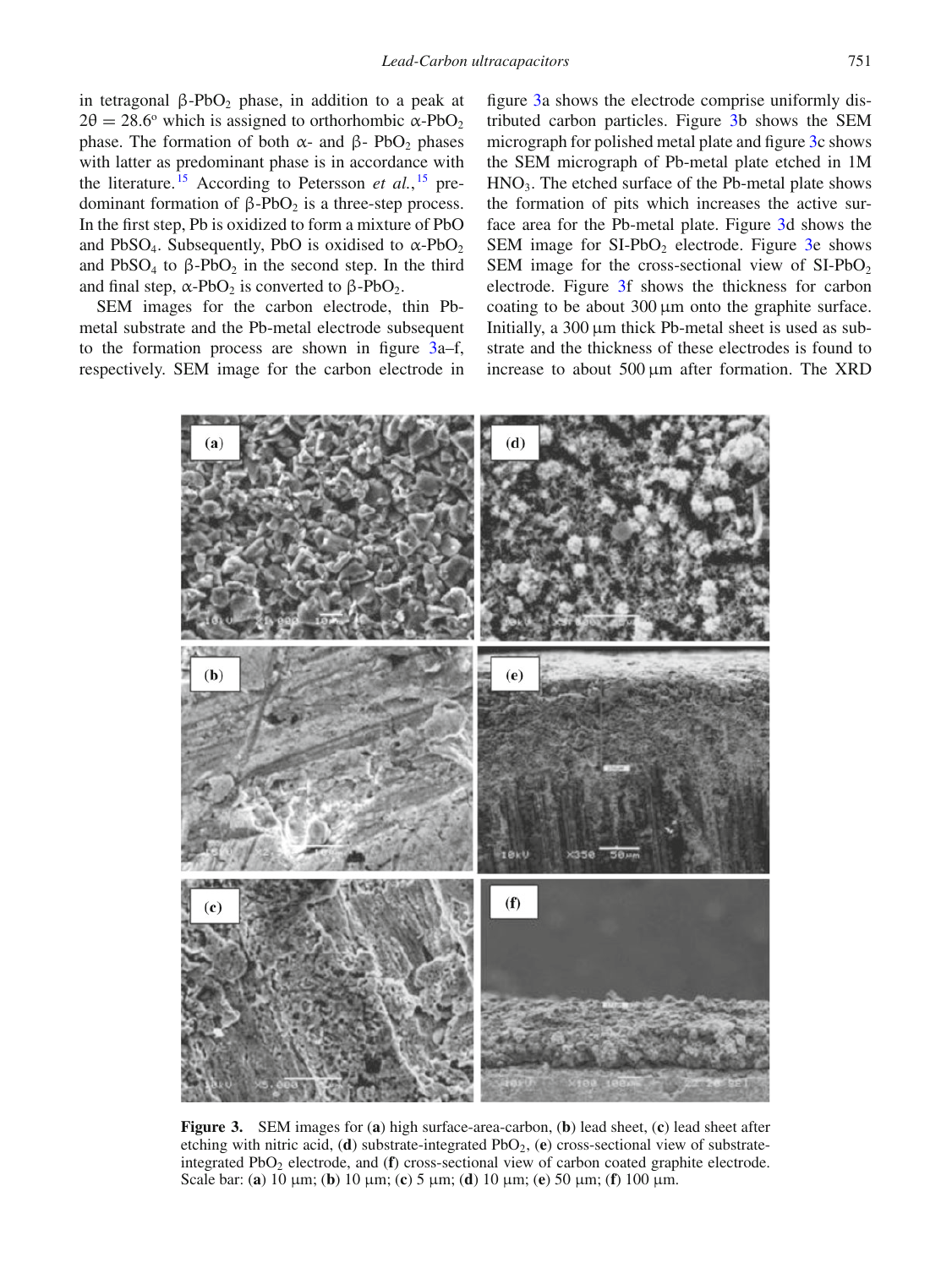in tetragonal β-$PbO_2$ phase, in addition to a peak at $2\theta = 28.6^o$ which is assigned to orthorhombic α-$PbO_2$ phase. The formation of both α- and β- $PbO_2$ phases with latter as predominant phase is in accordance with the literature.[15] According to Petersson *et al.*,[15] predominant formation of β-$PbO_2$ is a three-step process. In the first step, Pb is oxidized to form a mixture of PbO and $PbSO_4$. Subsequently, PbO is oxidised to α-$PbO_2$ and $PbSO_4$ to β-$PbO_2$ in the second step. In the third and final step, α-$PbO_2$ is converted to β-$PbO_2$.

SEM images for the carbon electrode, thin Pb-metal substrate and the Pb-metal electrode subsequent to the formation process are shown in figure 3a–f, respectively. SEM image for the carbon electrode in figure 3a shows the electrode comprise uniformly distributed carbon particles. Figure 3b shows the SEM micrograph for polished metal plate and figure 3c shows the SEM micrograph of Pb-metal plate etched in 1M $HNO_3$. The etched surface of the Pb-metal plate shows the formation of pits which increases the active surface area for the Pb-metal plate. Figure 3d shows the SEM image for SI-$PbO_2$ electrode. Figure 3e shows SEM image for the cross-sectional view of SI-$PbO_2$ electrode. Figure 3f shows the thickness for carbon coating to be about 300 μm onto the graphite surface. Initially, a 300 μm thick Pb-metal sheet is used as substrate and the thickness of these electrodes is found to increase to about 500 μm after formation. The XRD

**Figure 3.** SEM images for (**a**) high surface-area-carbon, (**b**) lead sheet, (**c**) lead sheet after etching with nitric acid, (**d**) substrate-integrated $PbO_2$, (**e**) cross-sectional view of substrate-integrated $PbO_2$ electrode, and (**f**) cross-sectional view of carbon coated graphite electrode. Scale bar: (**a**) 10 μm; (**b**) 10 μm; (**c**) 5 μm; (**d**) 10 μm; (**e**) 50 μm; (**f**) 100 μm.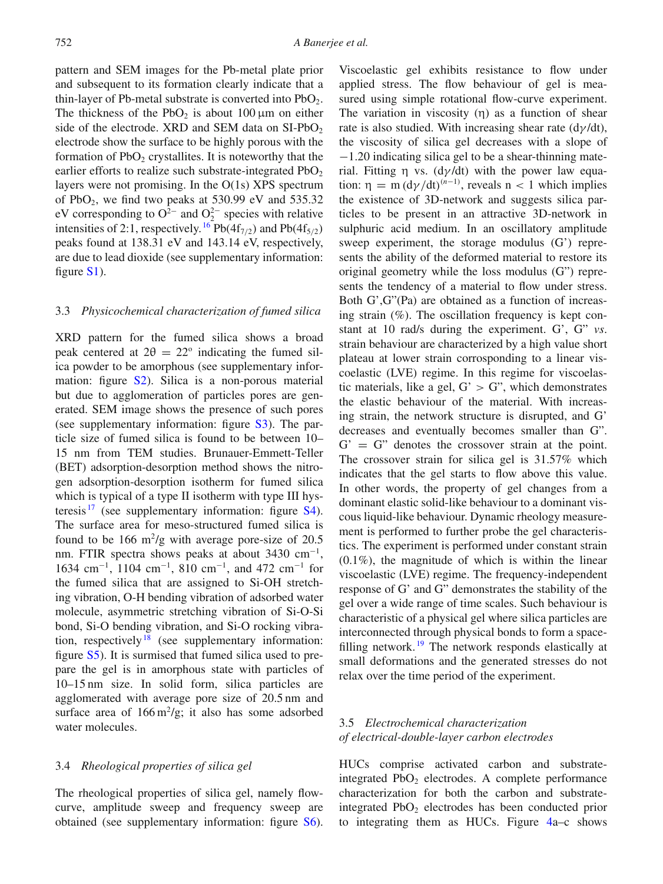pattern and SEM images for the Pb-metal plate prior and subsequent to its formation clearly indicate that a thin-layer of Pb-metal substrate is converted into $PbO_2$. The thickness of the $PbO_2$ is about 100 μm on either side of the electrode. XRD and SEM data on SI-$PbO_2$ electrode show the surface to be highly porous with the formation of $PbO_2$ crystallites. It is noteworthy that the earlier efforts to realize such substrate-integrated $PbO_2$ layers were not promising. In the O(1s) XPS spectrum of $PbO_2$, we find two peaks at 530.99 eV and 535.32 eV corresponding to $O^{2-}$ and $O_2^{2-}$ species with relative intensities of 2:1, respectively.[16] Pb($4f_{7/2}$) and Pb($4f_{5/2}$) peaks found at 138.31 eV and 143.14 eV, respectively, are due to lead dioxide (see supplementary information: figure S1).

### 3.3 *Physicochemical characterization of fumed silica*

XRD pattern for the fumed silica shows a broad peak centered at $2\theta = 22^{o}$ indicating the fumed silica powder to be amorphous (see supplementary information: figure S2). Silica is a non-porous material but due to agglomeration of particles pores are generated. SEM image shows the presence of such pores (see supplementary information: figure S3). The particle size of fumed silica is found to be between 10–15 nm from TEM studies. Brunauer-Emmett-Teller (BET) adsorption-desorption method shows the nitrogen adsorption-desorption isotherm for fumed silica which is typical of a type II isotherm with type III hysteresis[17] (see supplementary information: figure S4). The surface area for meso-structured fumed silica is found to be 166 $m^2$/g with average pore-size of 20.5 nm. FTIR spectra shows peaks at about 3430 $cm^{-1}$, 1634 $cm^{-1}$, 1104 $cm^{-1}$, 810 $cm^{-1}$, and 472 $cm^{-1}$ for the fumed silica that are assigned to Si-OH stretching vibration, O-H bending vibration of adsorbed water molecule, asymmetric stretching vibration of Si-O-Si bond, Si-O bending vibration, and Si-O rocking vibration, respectively[18] (see supplementary information: figure S5). It is surmised that fumed silica used to prepare the gel is in amorphous state with particles of 10–15 nm size. In solid form, silica particles are agglomerated with average pore size of 20.5 nm and surface area of 166 $m^2$/g; it also has some adsorbed water molecules.

### 3.4 *Rheological properties of silica gel*

The rheological properties of silica gel, namely flow-curve, amplitude sweep and frequency sweep are obtained (see supplementary information: figure S6). Viscoelastic gel exhibits resistance to flow under applied stress. The flow behaviour of gel is measured using simple rotational flow-curve experiment. The variation in viscosity (η) as a function of shear rate is also studied. With increasing shear rate ($d\gamma/dt$), the viscosity of silica gel decreases with a slope of −1.20 indicating silica gel to be a shear-thinning material. Fitting η vs. ($d\gamma/dt$) with the power law equation: $\eta = m\,(d\gamma/dt)^{(n-1)}$, reveals $n < 1$ which implies the existence of 3D-network and suggests silica particles to be present in an attractive 3D-network in sulphuric acid medium. In an oscillatory amplitude sweep experiment, the storage modulus (G') represents the ability of the deformed material to restore its original geometry while the loss modulus (G") represents the tendency of a material to flow under stress. Both G',G"(Pa) are obtained as a function of increasing strain (%). The oscillation frequency is kept constant at 10 rad/s during the experiment. G', G" *vs.* strain behaviour are characterized by a high value short plateau at lower strain corresponding to a linear viscoelastic (LVE) regime. In this regime for viscoelastic materials, like a gel, G' > G", which demonstrates the elastic behaviour of the material. With increasing strain, the network structure is disrupted, and G' decreases and eventually becomes smaller than G". G' = G" denotes the crossover strain at the point. The crossover strain for silica gel is 31.57% which indicates that the gel starts to flow above this value. In other words, the property of gel changes from a dominant elastic solid-like behaviour to a dominant viscous liquid-like behaviour. Dynamic rheology measurement is performed to further probe the gel characteristics. The experiment is performed under constant strain (0.1%), the magnitude of which is within the linear viscoelastic (LVE) regime. The frequency-independent response of G' and G" demonstrates the stability of the gel over a wide range of time scales. Such behaviour is characteristic of a physical gel where silica particles are interconnected through physical bonds to form a space-filling network.[19] The network responds elastically at small deformations and the generated stresses do not relax over the time period of the experiment.

### 3.5 *Electrochemical characterization of electrical-double-layer carbon electrodes*

HUCs comprise activated carbon and substrate-integrated $PbO_2$ electrodes. A complete performance characterization for both the carbon and substrate-integrated $PbO_2$ electrodes has been conducted prior to integrating them as HUCs. Figure 4a–c shows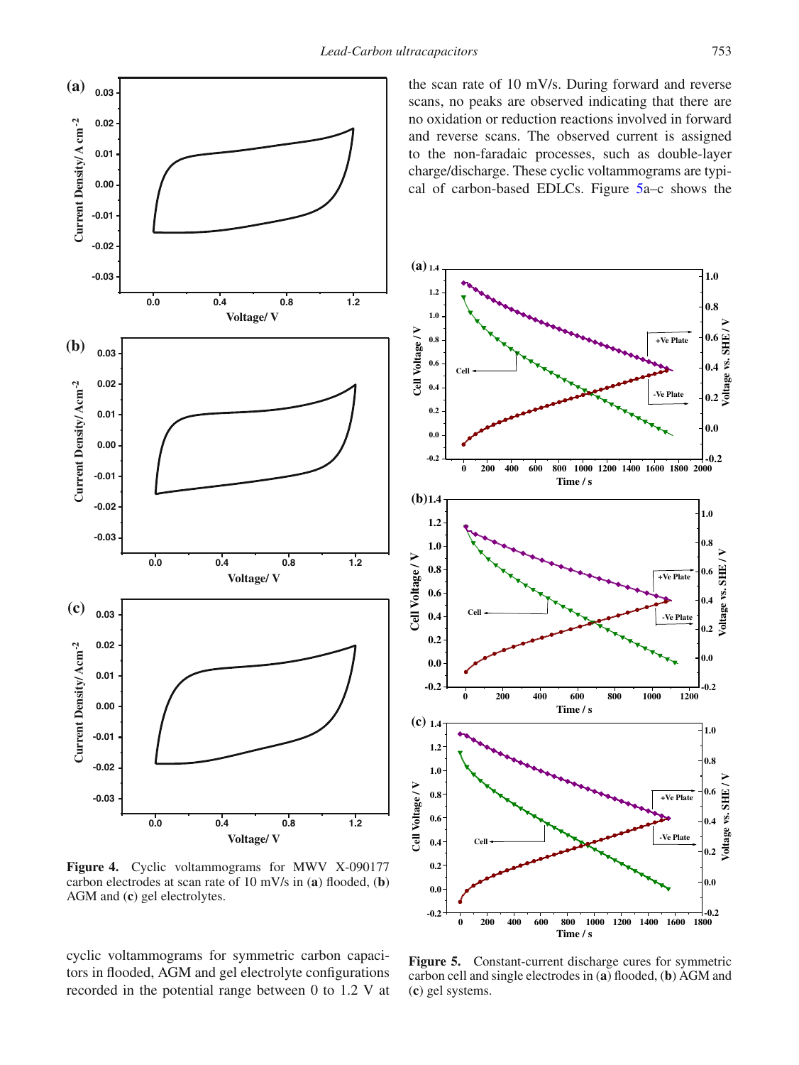the scan rate of 10 mV/s. During forward and reverse scans, no peaks are observed indicating that there are no oxidation or reduction reactions involved in forward and reverse scans. The observed current is assigned to the non-faradaic processes, such as double-layer charge/discharge. These cyclic voltammograms are typical of carbon-based EDLCs. Figure 5a–c shows the

**Figure 4.** Cyclic voltammograms for MWV X-090177 carbon electrodes at scan rate of 10 mV/s in (**a**) flooded, (**b**) AGM and (**c**) gel electrolytes.

**Figure 5.** Constant-current discharge cures for symmetric carbon cell and single electrodes in (**a**) flooded, (**b**) AGM and (**c**) gel systems.

cyclic voltammograms for symmetric carbon capacitors in flooded, AGM and gel electrolyte configurations recorded in the potential range between 0 to 1.2 V at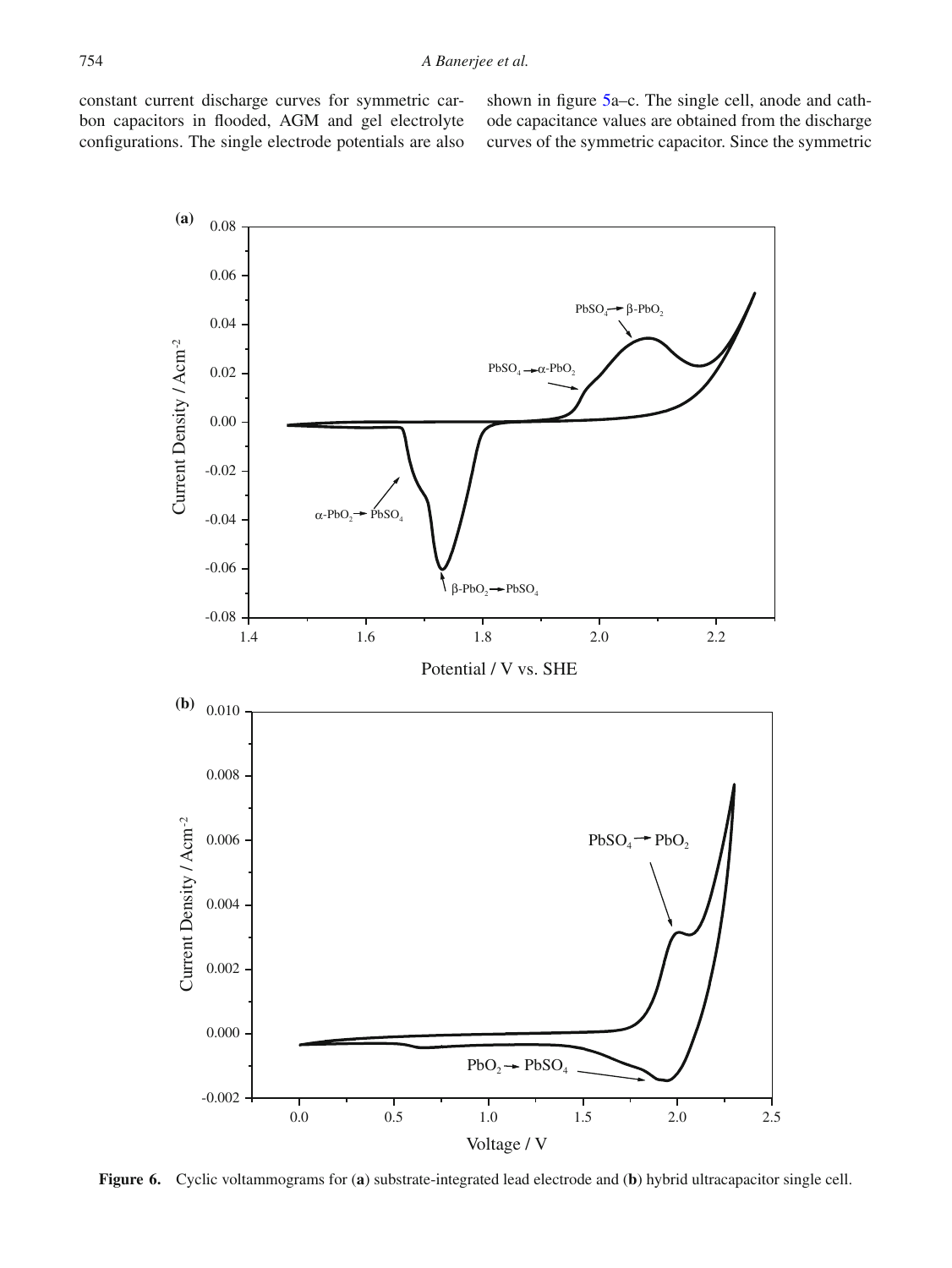constant current discharge curves for symmetric carbon capacitors in flooded, AGM and gel electrolyte configurations. The single electrode potentials are also shown in figure 5a–c. The single cell, anode and cathode capacitance values are obtained from the discharge curves of the symmetric capacitor. Since the symmetric

**Figure 6.** Cyclic voltammograms for (**a**) substrate-integrated lead electrode and (**b**) hybrid ultracapacitor single cell.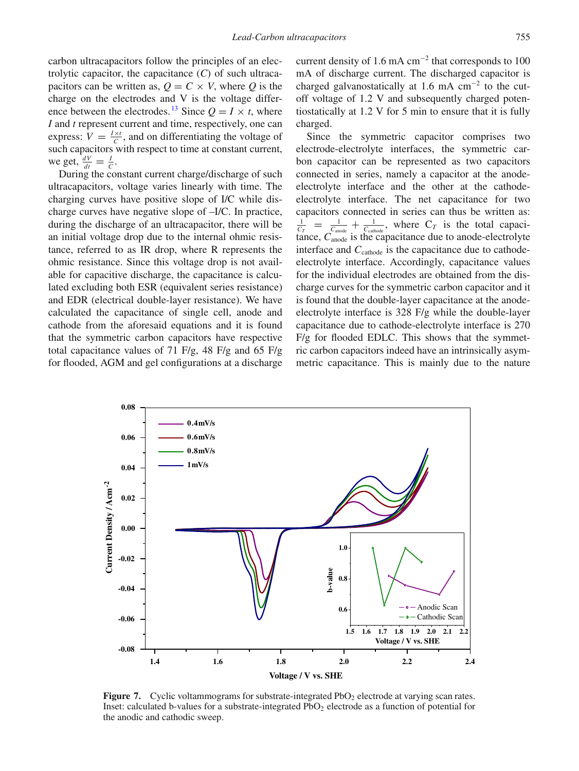carbon ultracapacitors follow the principles of an electrolytic capacitor, the capacitance ($C$) of such ultracapacitors can be written as, $Q = C \times V$, where $Q$ is the charge on the electrodes and V is the voltage difference between the electrodes.[13] Since $Q = I \times t$, where $I$ and $t$ represent current and time, respectively, one can express: $V = \frac{I \times t}{C}$, and on differentiating the voltage of such capacitors with respect to time at constant current, we get, $\frac{dV}{dt} = \frac{I}{C}$.

During the constant current charge/discharge of such ultracapacitors, voltage varies linearly with time. The charging curves have positive slope of I/C while discharge curves have negative slope of –I/C. In practice, during the discharge of an ultracapacitor, there will be an initial voltage drop due to the internal ohmic resistance, referred to as IR drop, where R represents the ohmic resistance. Since this voltage drop is not available for capacitive discharge, the capacitance is calculated excluding both ESR (equivalent series resistance) and EDR (electrical double-layer resistance). We have calculated the capacitance of single cell, anode and cathode from the aforesaid equations and it is found that the symmetric carbon capacitors have respective total capacitance values of 71 F/g, 48 F/g and 65 F/g for flooded, AGM and gel configurations at a discharge current density of 1.6 mA cm$^{-2}$ that corresponds to 100 mA of discharge current. The discharged capacitor is charged galvanostatically at 1.6 mA cm$^{-2}$ to the cut-off voltage of 1.2 V and subsequently charged potentiostatically at 1.2 V for 5 min to ensure that it is fully charged.

Since the symmetric capacitor comprises two electrode-electrolyte interfaces, the symmetric carbon capacitor can be represented as two capacitors connected in series, namely a capacitor at the anode-electrolyte interface and the other at the cathode-electrolyte interface. The net capacitance for two capacitors connected in series can thus be written as: $\frac{1}{C_T} = \frac{1}{C_{\text{anode}}} + \frac{1}{C_{\text{cathode}}}$, where $C_T$ is the total capacitance, $C_{\text{anode}}$ is the capacitance due to anode-electrolyte interface and $C_{\text{cathode}}$ is the capacitance due to cathode-electrolyte interface. Accordingly, capacitance values for the individual electrodes are obtained from the discharge curves for the symmetric carbon capacitor and it is found that the double-layer capacitance at the anode-electrolyte interface is 328 F/g while the double-layer capacitance due to cathode-electrolyte interface is 270 F/g for flooded EDLC. This shows that the symmetric carbon capacitors indeed have an intrinsically asymmetric capacitance. This is mainly due to the nature

**Figure 7.** Cyclic voltammograms for substrate-integrated $PbO_2$ electrode at varying scan rates. Inset: calculated b-values for a substrate-integrated $PbO_2$ electrode as a function of potential for the anodic and cathodic sweep.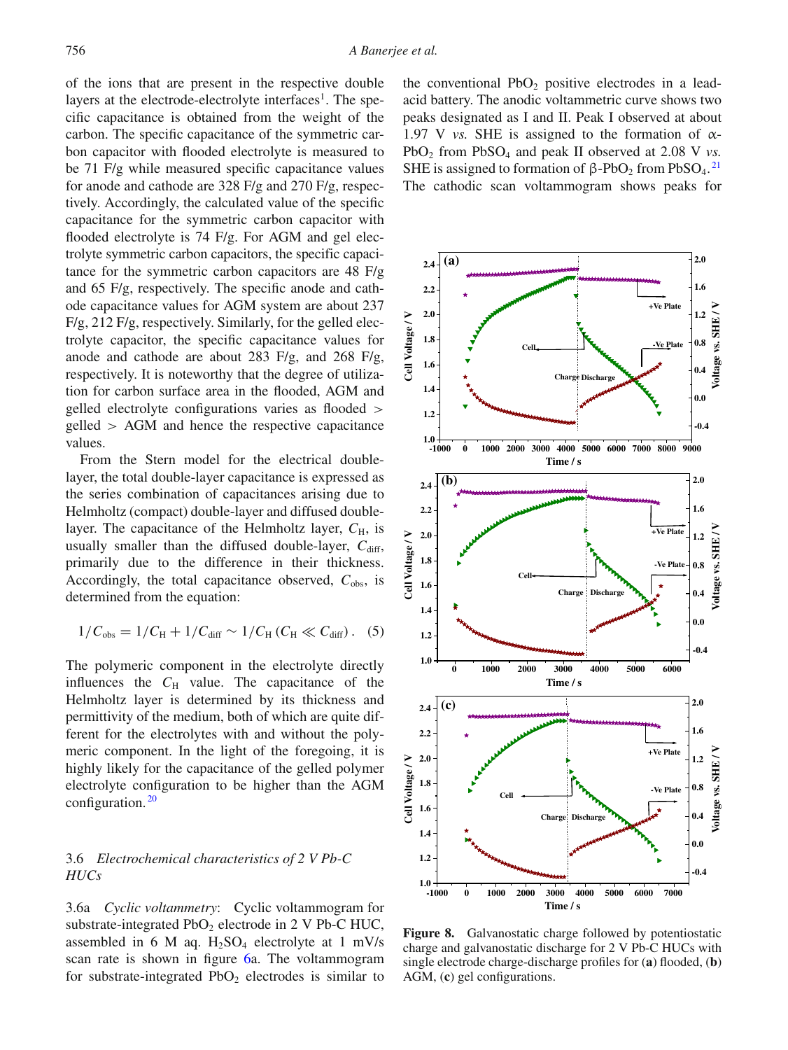of the ions that are present in the respective double layers at the electrode-electrolyte interfaces[1]. The specific capacitance is obtained from the weight of the carbon. The specific capacitance of the symmetric carbon capacitor with flooded electrolyte is measured to be 71 F/g while measured specific capacitance values for anode and cathode are 328 F/g and 270 F/g, respectively. Accordingly, the calculated value of the specific capacitance for the symmetric carbon capacitor with flooded electrolyte is 74 F/g. For AGM and gel electrolyte symmetric carbon capacitors, the specific capacitance for the symmetric carbon capacitors are 48 F/g and 65 F/g, respectively. The specific anode and cathode capacitance values for AGM system are about 237 F/g, 212 F/g, respectively. Similarly, for the gelled electrolyte capacitor, the specific capacitance values for anode and cathode are about 283 F/g, and 268 F/g, respectively. It is noteworthy that the degree of utilization for carbon surface area in the flooded, AGM and gelled electrolyte configurations varies as flooded > gelled > AGM and hence the respective capacitance values.

From the Stern model for the electrical double-layer, the total double-layer capacitance is expressed as the series combination of capacitances arising due to Helmholtz (compact) double-layer and diffused double-layer. The capacitance of the Helmholtz layer, $C_H$, is usually smaller than the diffused double-layer, $C_{diff}$, primarily due to the difference in their thickness. Accordingly, the total capacitance observed, $C_{obs}$, is determined from the equation:

$$1/C_{obs} = 1/C_H + 1/C_{diff} \sim 1/C_H \; (C_H \ll C_{diff}). \quad (5)$$

The polymeric component in the electrolyte directly influences the $C_H$ value. The capacitance of the Helmholtz layer is determined by its thickness and permittivity of the medium, both of which are quite different for the electrolytes with and without the polymeric component. In the light of the foregoing, it is highly likely for the capacitance of the gelled polymer electrolyte configuration to be higher than the AGM configuration.[20]

### 3.6 *Electrochemical characteristics of 2 V Pb-C HUCs*

3.6a *Cyclic voltammetry*: Cyclic voltammogram for substrate-integrated $PbO_2$ electrode in 2 V Pb-C HUC, assembled in 6 M aq. $H_2SO_4$ electrolyte at 1 mV/s scan rate is shown in figure 6a. The voltammogram for substrate-integrated $PbO_2$ electrodes is similar to the conventional $PbO_2$ positive electrodes in a lead-acid battery. The anodic voltammetric curve shows two peaks designated as I and II. Peak I observed at about 1.97 V *vs.* SHE is assigned to the formation of α-$PbO_2$ from $PbSO_4$ and peak II observed at 2.08 V *vs.* SHE is assigned to formation of β-$PbO_2$ from $PbSO_4$.[21] The cathodic scan voltammogram shows peaks for

**Figure 8.** Galvanostatic charge followed by potentiostatic charge and galvanostatic discharge for 2 V Pb-C HUCs with single electrode charge-discharge profiles for (**a**) flooded, (**b**) AGM, (**c**) gel configurations.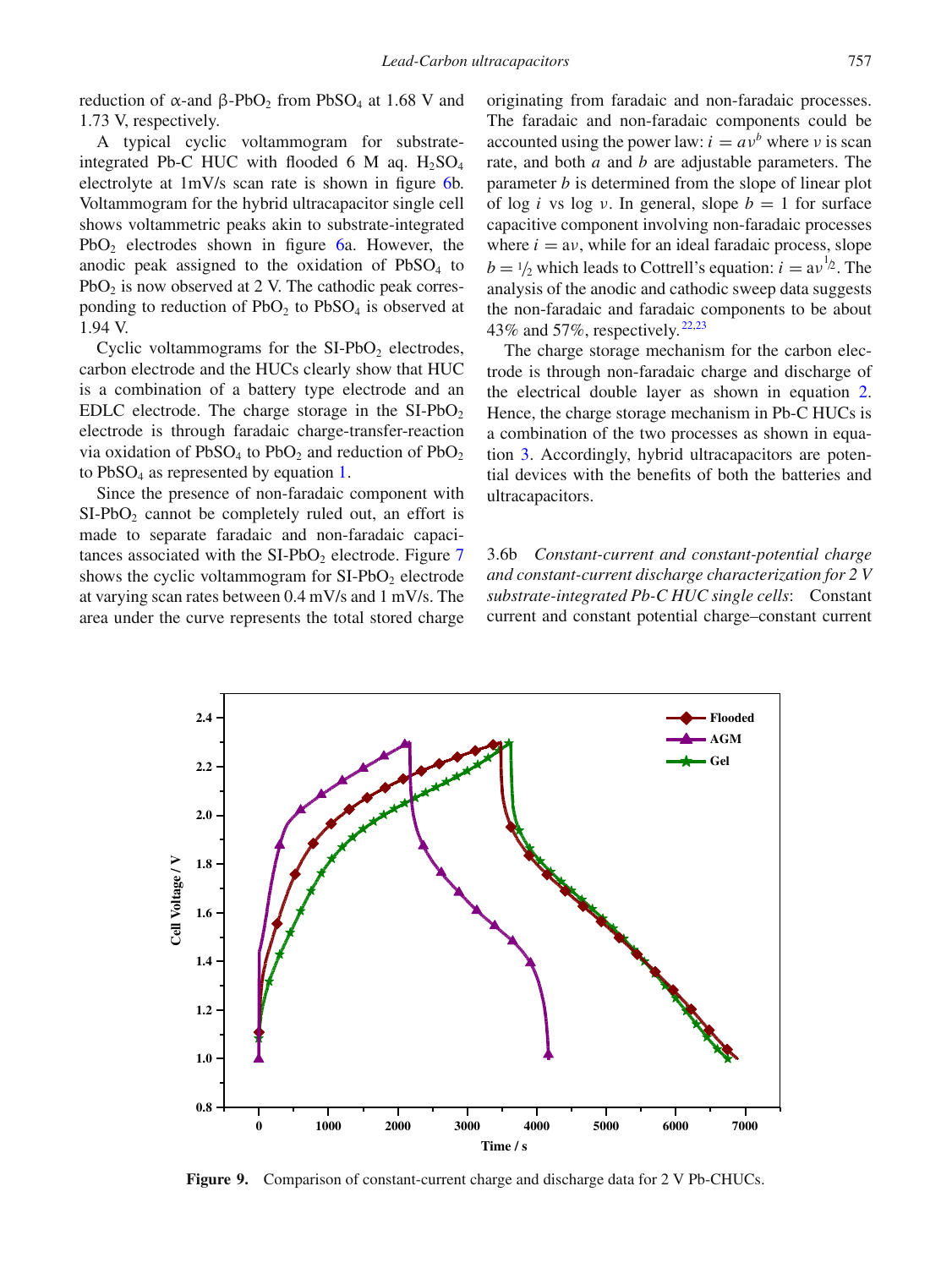reduction of α-and β-$PbO_2$ from $PbSO_4$ at 1.68 V and 1.73 V, respectively.

A typical cyclic voltammogram for substrate-integrated Pb-C HUC with flooded 6 M aq. $H_2SO_4$ electrolyte at 1mV/s scan rate is shown in figure 6b. Voltammogram for the hybrid ultracapacitor single cell shows voltammetric peaks akin to substrate-integrated $PbO_2$ electrodes shown in figure 6a. However, the anodic peak assigned to the oxidation of $PbSO_4$ to $PbO_2$ is now observed at 2 V. The cathodic peak corresponding to reduction of $PbO_2$ to $PbSO_4$ is observed at 1.94 V.

Cyclic voltammograms for the SI-$PbO_2$ electrodes, carbon electrode and the HUCs clearly show that HUC is a combination of a battery type electrode and an EDLC electrode. The charge storage in the SI-$PbO_2$ electrode is through faradaic charge-transfer-reaction via oxidation of $PbSO_4$ to $PbO_2$ and reduction of $PbO_2$ to $PbSO_4$ as represented by equation 1.

Since the presence of non-faradaic component with SI-$PbO_2$ cannot be completely ruled out, an effort is made to separate faradaic and non-faradaic capacitances associated with the SI-$PbO_2$ electrode. Figure 7 shows the cyclic voltammogram for SI-$PbO_2$ electrode at varying scan rates between 0.4 mV/s and 1 mV/s. The area under the curve represents the total stored charge originating from faradaic and non-faradaic processes. The faradaic and non-faradaic components could be accounted using the power law: $i = a\nu^b$ where $\nu$ is scan rate, and both $a$ and $b$ are adjustable parameters. The parameter $b$ is determined from the slope of linear plot of log $i$ vs log $\nu$. In general, slope $b = 1$ for surface capacitive component involving non-faradaic processes where $i = a\nu$, while for an ideal faradaic process, slope $b = 1/2$ which leads to Cottrell's equation: $i = a\nu^{1/2}$. The analysis of the anodic and cathodic sweep data suggests the non-faradaic and faradaic components to be about 43% and 57%, respectively.[22,23]

The charge storage mechanism for the carbon electrode is through non-faradaic charge and discharge of the electrical double layer as shown in equation 2. Hence, the charge storage mechanism in Pb-C HUCs is a combination of the two processes as shown in equation 3. Accordingly, hybrid ultracapacitors are potential devices with the benefits of both the batteries and ultracapacitors.

3.6b *Constant-current and constant-potential charge and constant-current discharge characterization for 2 V substrate-integrated Pb-C HUC single cells*: Constant current and constant potential charge–constant current

**Figure 9.** Comparison of constant-current charge and discharge data for 2 V Pb-CHUCs.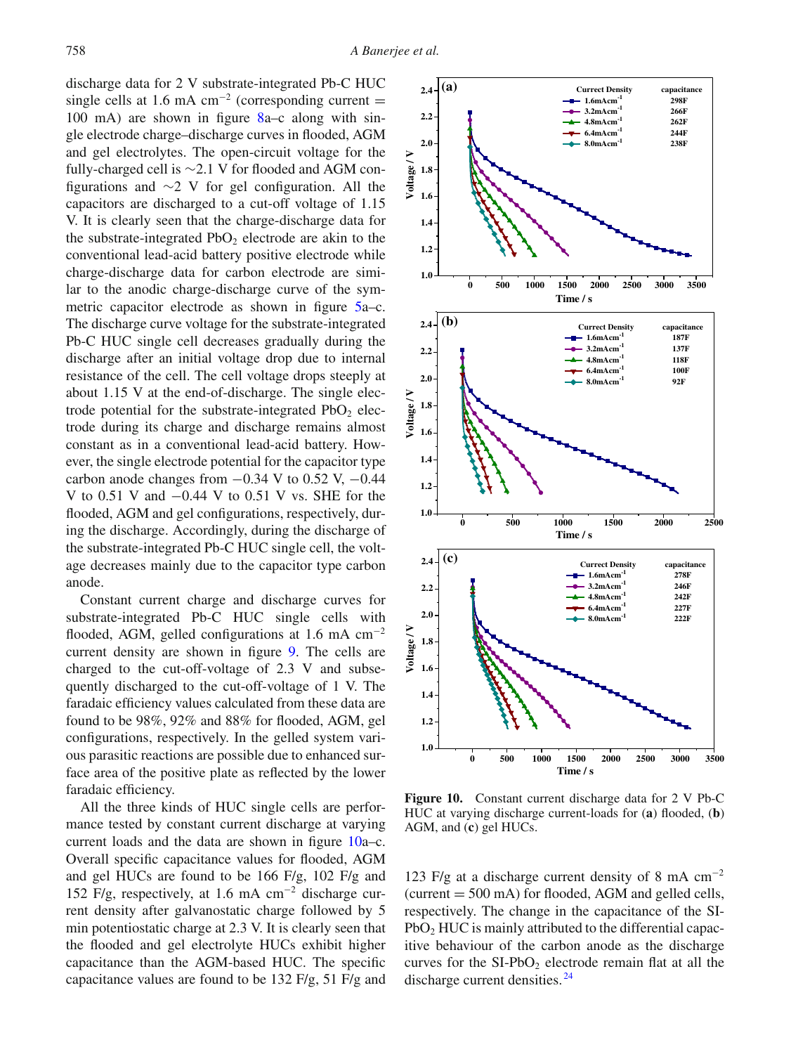discharge data for 2 V substrate-integrated Pb-C HUC single cells at 1.6 mA cm$^{-2}$ (corresponding current = 100 mA) are shown in figure 8a–c along with single electrode charge–discharge curves in flooded, AGM and gel electrolytes. The open-circuit voltage for the fully-charged cell is ∼2.1 V for flooded and AGM configurations and ∼2 V for gel configuration. All the capacitors are discharged to a cut-off voltage of 1.15 V. It is clearly seen that the charge-discharge data for the substrate-integrated $PbO_2$ electrode are akin to the conventional lead-acid battery positive electrode while charge-discharge data for carbon electrode are similar to the anodic charge-discharge curve of the symmetric capacitor electrode as shown in figure 5a–c. The discharge curve voltage for the substrate-integrated Pb-C HUC single cell decreases gradually during the discharge after an initial voltage drop due to internal resistance of the cell. The cell voltage drops steeply at about 1.15 V at the end-of-discharge. The single electrode potential for the substrate-integrated $PbO_2$ electrode during its charge and discharge remains almost constant as in a conventional lead-acid battery. However, the single electrode potential for the capacitor type carbon anode changes from −0.34 V to 0.52 V, −0.44 V to 0.51 V and −0.44 V to 0.51 V vs. SHE for the flooded, AGM and gel configurations, respectively, during the discharge. Accordingly, during the discharge of the substrate-integrated Pb-C HUC single cell, the voltage decreases mainly due to the capacitor type carbon anode.

Constant current charge and discharge curves for substrate-integrated Pb-C HUC single cells with flooded, AGM, gelled configurations at 1.6 mA cm$^{-2}$ current density are shown in figure 9. The cells are charged to the cut-off-voltage of 2.3 V and subsequently discharged to the cut-off-voltage of 1 V. The faradaic efficiency values calculated from these data are found to be 98%, 92% and 88% for flooded, AGM, gel configurations, respectively. In the gelled system various parasitic reactions are possible due to enhanced surface area of the positive plate as reflected by the lower faradaic efficiency.

All the three kinds of HUC single cells are performance tested by constant current discharge at varying current loads and the data are shown in figure 10a–c. Overall specific capacitance values for flooded, AGM and gel HUCs are found to be 166 F/g, 102 F/g and 152 F/g, respectively, at 1.6 mA cm$^{-2}$ discharge current density after galvanostatic charge followed by 5 min potentiostatic charge at 2.3 V. It is clearly seen that the flooded and gel electrolyte HUCs exhibit higher capacitance than the AGM-based HUC. The specific capacitance values are found to be 132 F/g, 51 F/g and 123 F/g at a discharge current density of 8 mA cm$^{-2}$ (current = 500 mA) for flooded, AGM and gelled cells, respectively. The change in the capacitance of the SI-$PbO_2$ HUC is mainly attributed to the differential capacitive behaviour of the carbon anode as the discharge curves for the SI-$PbO_2$ electrode remain flat at all the discharge current densities.[24]

**Figure 10.** Constant current discharge data for 2 V Pb-C HUC at varying discharge current-loads for (**a**) flooded, (**b**) AGM, and (**c**) gel HUCs.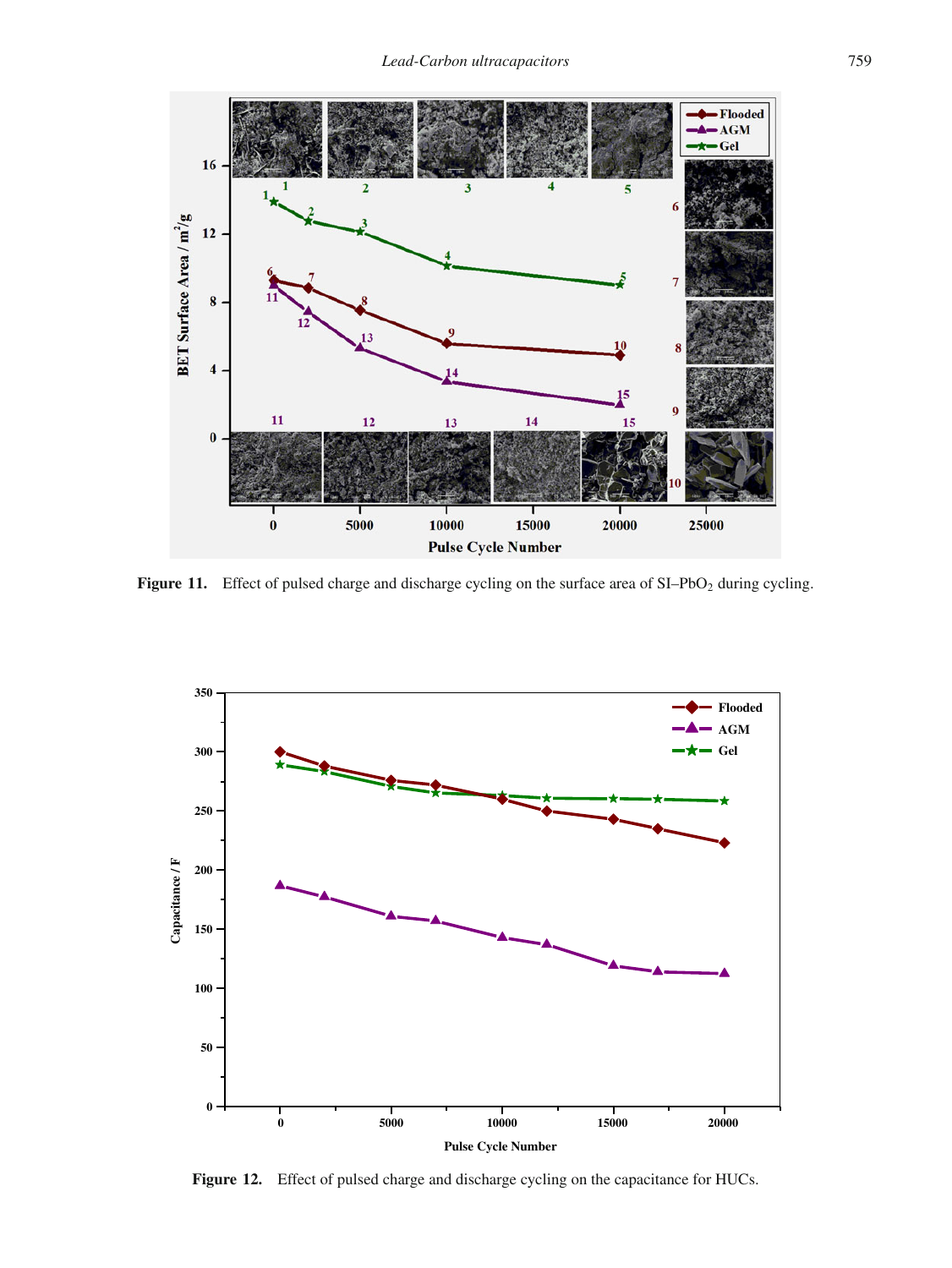Figure 11. Effect of pulsed charge and discharge cycling on the surface area of SI–$PbO_2$ during cycling.

Figure 12. Effect of pulsed charge and discharge cycling on the capacitance for HUCs.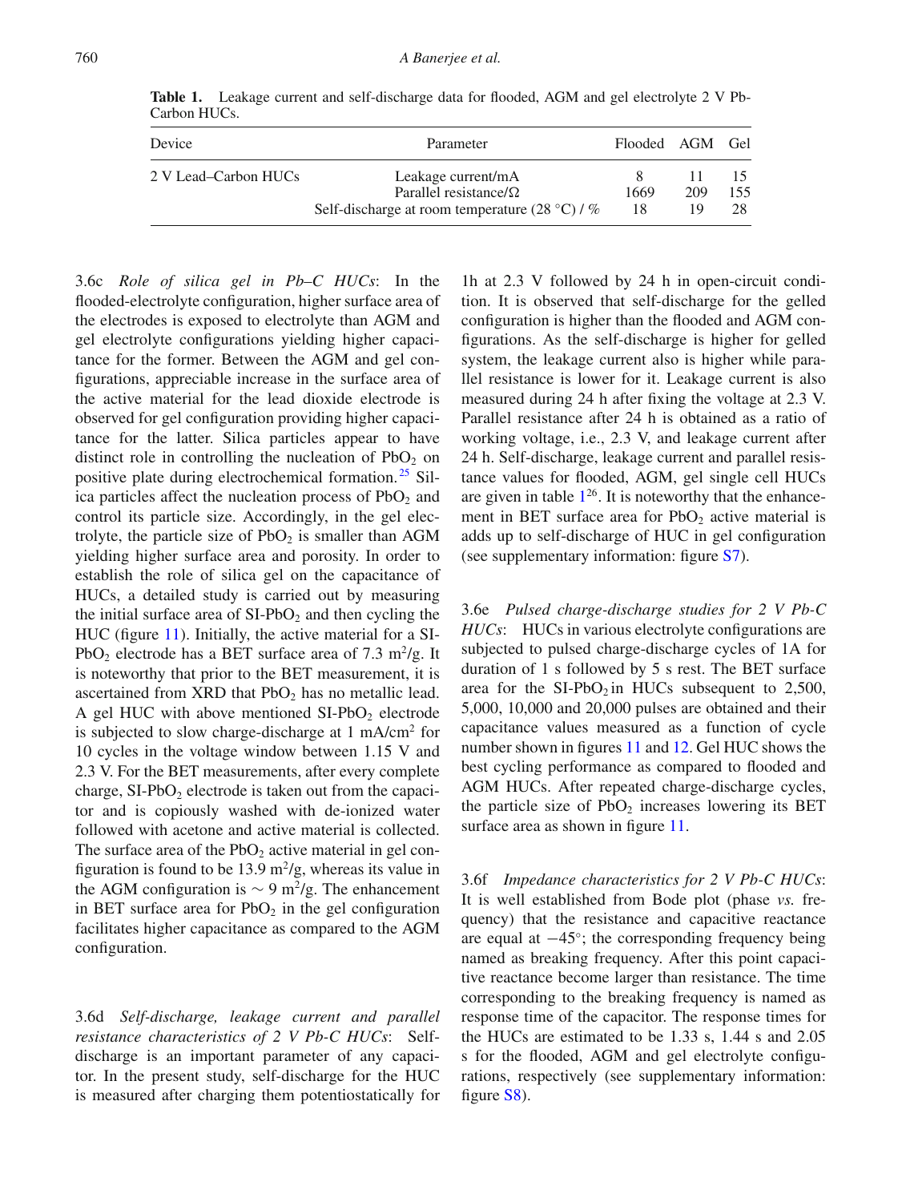**Table 1.** Leakage current and self-discharge data for flooded, AGM and gel electrolyte 2 V Pb-Carbon HUCs.

| Device | Parameter | Flooded | AGM | Gel |
|---|---|---|---|---|
| 2 V Lead–Carbon HUCs | Leakage current/mA | 8 | 11 | 15 |
| | Parallel resistance/Ω | 1669 | 209 | 155 |
| | Self-discharge at room temperature (28 °C) / % | 18 | 19 | 28 |

3.6c *Role of silica gel in Pb–C HUCs*: In the flooded-electrolyte configuration, higher surface area of the electrodes is exposed to electrolyte than AGM and gel electrolyte configurations yielding higher capacitance for the former. Between the AGM and gel configurations, appreciable increase in the surface area of the active material for the lead dioxide electrode is observed for gel configuration providing higher capacitance for the latter. Silica particles appear to have distinct role in controlling the nucleation of $PbO_2$ on positive plate during electrochemical formation.[25] Silica particles affect the nucleation process of $PbO_2$ and control its particle size. Accordingly, in the gel electrolyte, the particle size of $PbO_2$ is smaller than AGM yielding higher surface area and porosity. In order to establish the role of silica gel on the capacitance of HUCs, a detailed study is carried out by measuring the initial surface area of SI-$PbO_2$ and then cycling the HUC (figure 11). Initially, the active material for a SI-$PbO_2$ electrode has a BET surface area of 7.3 $m^2/g$. It is noteworthy that prior to the BET measurement, it is ascertained from XRD that $PbO_2$ has no metallic lead. A gel HUC with above mentioned SI-$PbO_2$ electrode is subjected to slow charge-discharge at 1 $mA/cm^2$ for 10 cycles in the voltage window between 1.15 V and 2.3 V. For the BET measurements, after every complete charge, SI-$PbO_2$ electrode is taken out from the capacitor and is copiously washed with de-ionized water followed with acetone and active material is collected. The surface area of the $PbO_2$ active material in gel configuration is found to be 13.9 $m^2/g$, whereas its value in the AGM configuration is ∼ 9 $m^2/g$. The enhancement in BET surface area for $PbO_2$ in the gel configuration facilitates higher capacitance as compared to the AGM configuration.

3.6d *Self-discharge, leakage current and parallel resistance characteristics of 2 V Pb-C HUCs*: Self-discharge is an important parameter of any capacitor. In the present study, self-discharge for the HUC is measured after charging them potentiostatically for 1h at 2.3 V followed by 24 h in open-circuit condition. It is observed that self-discharge for the gelled configuration is higher than the flooded and AGM configurations. As the self-discharge is higher for gelled system, the leakage current also is higher while parallel resistance is lower for it. Leakage current is also measured during 24 h after fixing the voltage at 2.3 V. Parallel resistance after 24 h is obtained as a ratio of working voltage, i.e., 2.3 V, and leakage current after 24 h. Self-discharge, leakage current and parallel resistance values for flooded, AGM, gel single cell HUCs are given in table 1[26]. It is noteworthy that the enhancement in BET surface area for $PbO_2$ active material is adds up to self-discharge of HUC in gel configuration (see supplementary information: figure S7).

3.6e *Pulsed charge-discharge studies for 2 V Pb-C HUCs*: HUCs in various electrolyte configurations are subjected to pulsed charge-discharge cycles of 1A for duration of 1 s followed by 5 s rest. The BET surface area for the SI-$PbO_2$ in HUCs subsequent to 2,500, 5,000, 10,000 and 20,000 pulses are obtained and their capacitance values measured as a function of cycle number shown in figures 11 and 12. Gel HUC shows the best cycling performance as compared to flooded and AGM HUCs. After repeated charge-discharge cycles, the particle size of $PbO_2$ increases lowering its BET surface area as shown in figure 11.

3.6f *Impedance characteristics for 2 V Pb-C HUCs*: It is well established from Bode plot (phase *vs.* frequency) that the resistance and capacitive reactance are equal at −45°; the corresponding frequency being named as breaking frequency. After this point capacitive reactance become larger than resistance. The time corresponding to the breaking frequency is named as response time of the capacitor. The response times for the HUCs are estimated to be 1.33 s, 1.44 s and 2.05 s for the flooded, AGM and gel electrolyte configurations, respectively (see supplementary information: figure S8).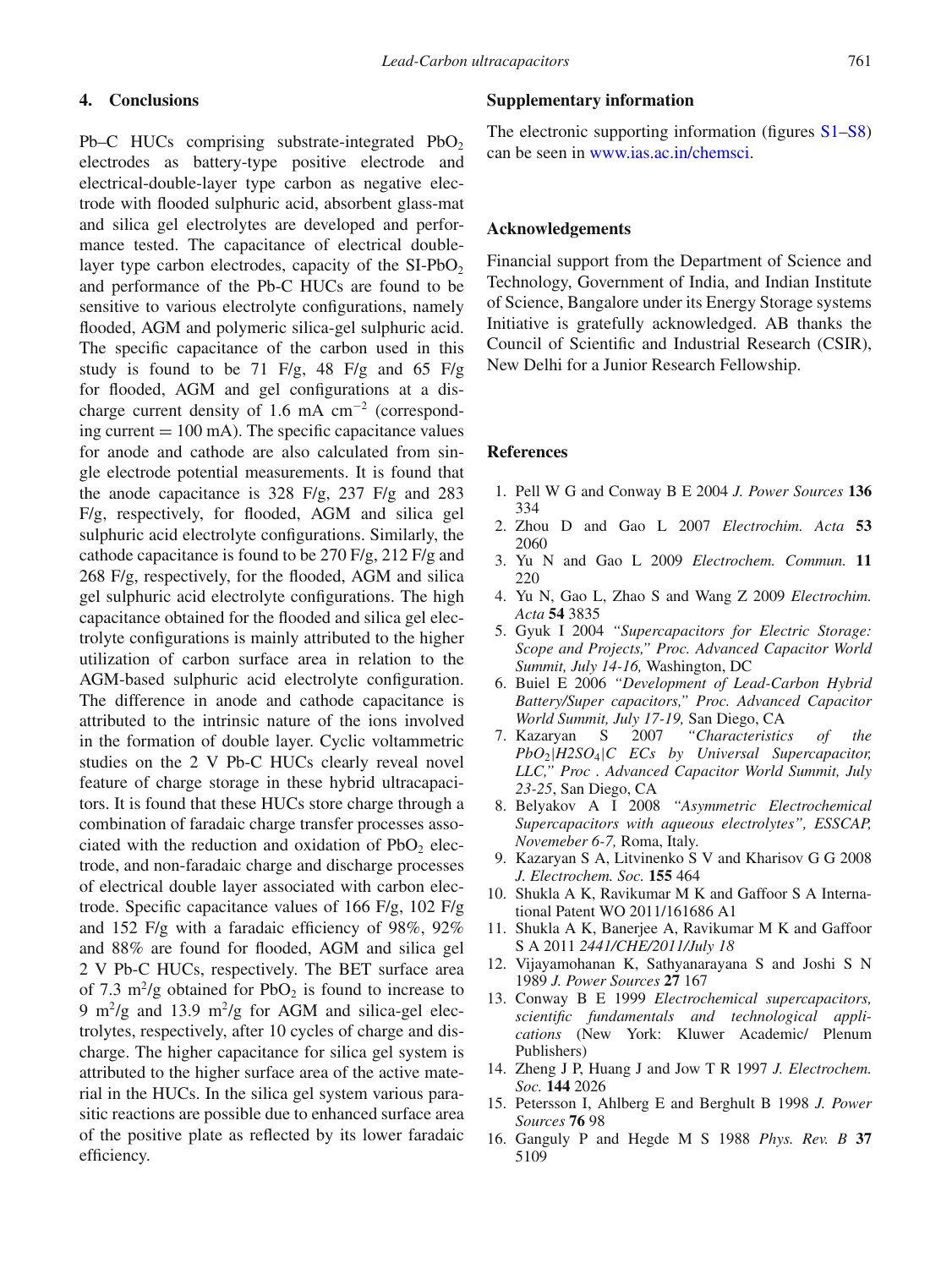## 4. Conclusions

Pb–C HUCs comprising substrate-integrated $PbO_2$ electrodes as battery-type positive electrode and electrical-double-layer type carbon as negative electrode with flooded sulphuric acid, absorbent glass-mat and silica gel electrolytes are developed and performance tested. The capacitance of electrical double-layer type carbon electrodes, capacity of the SI-$PbO_2$ and performance of the Pb-C HUCs are found to be sensitive to various electrolyte configurations, namely flooded, AGM and polymeric silica-gel sulphuric acid. The specific capacitance of the carbon used in this study is found to be 71 F/g, 48 F/g and 65 F/g for flooded, AGM and gel configurations at a discharge current density of 1.6 mA $cm^{-2}$ (corresponding current = 100 mA). The specific capacitance values for anode and cathode are also calculated from single electrode potential measurements. It is found that the anode capacitance is 328 F/g, 237 F/g and 283 F/g, respectively, for flooded, AGM and silica gel sulphuric acid electrolyte configurations. Similarly, the cathode capacitance is found to be 270 F/g, 212 F/g and 268 F/g, respectively, for the flooded, AGM and silica gel sulphuric acid electrolyte configurations. The high capacitance obtained for the flooded and silica gel electrolyte configurations is mainly attributed to the higher utilization of carbon surface area in relation to the AGM-based sulphuric acid electrolyte configuration. The difference in anode and cathode capacitance is attributed to the intrinsic nature of the ions involved in the formation of double layer. Cyclic voltammetric studies on the 2 V Pb-C HUCs clearly reveal novel feature of charge storage in these hybrid ultracapacitors. It is found that these HUCs store charge through a combination of faradaic charge transfer processes associated with the reduction and oxidation of $PbO_2$ electrode, and non-faradaic charge and discharge processes of electrical double layer associated with carbon electrode. Specific capacitance values of 166 F/g, 102 F/g and 152 F/g with a faradaic efficiency of 98%, 92% and 88% are found for flooded, AGM and silica gel 2 V Pb-C HUCs, respectively. The BET surface area of 7.3 $m^2/g$ obtained for $PbO_2$ is found to increase to 9 $m^2/g$ and 13.9 $m^2/g$ for AGM and silica-gel electrolytes, respectively, after 10 cycles of charge and discharge. The higher capacitance for silica gel system is attributed to the higher surface area of the active material in the HUCs. In the silica gel system various parasitic reactions are possible due to enhanced surface area of the positive plate as reflected by its lower faradaic efficiency.

## Supplementary information

The electronic supporting information (figures S1–S8) can be seen in www.ias.ac.in/chemsci.

## Acknowledgements

Financial support from the Department of Science and Technology, Government of India, and Indian Institute of Science, Bangalore under its Energy Storage systems Initiative is gratefully acknowledged. AB thanks the Council of Scientific and Industrial Research (CSIR), New Delhi for a Junior Research Fellowship.

## References

1. Pell W G and Conway B E 2004 *J. Power Sources* **136** 334
2. Zhou D and Gao L 2007 *Electrochim. Acta* **53** 2060
3. Yu N and Gao L 2009 *Electrochem. Commun.* **11** 220
4. Yu N, Gao L, Zhao S and Wang Z 2009 *Electrochim. Acta* **54** 3835
5. Gyuk I 2004 *"Supercapacitors for Electric Storage: Scope and Projects," Proc. Advanced Capacitor World Summit, July 14-16,* Washington, DC
6. Buiel E 2006 *"Development of Lead-Carbon Hybrid Battery/Super capacitors," Proc. Advanced Capacitor World Summit, July 17-19,* San Diego, CA
7. Kazaryan S 2007 *"Characteristics of the $PbO_2|H2SO_4|C$ ECs by Universal Supercapacitor, LLC," Proc . Advanced Capacitor World Summit, July 23-25*, San Diego, CA
8. Belyakov A I 2008 *"Asymmetric Electrochemical Supercapacitors with aqueous electrolytes", ESSCAP, Novemeber 6-7,* Roma, Italy.
9. Kazaryan S A, Litvinenko S V and Kharisov G G 2008 *J. Electrochem. Soc.* **155** 464
10. Shukla A K, Ravikumar M K and Gaffoor S A International Patent WO 2011/161686 A1
11. Shukla A K, Banerjee A, Ravikumar M K and Gaffoor S A 2011 *2441/CHE/2011/July 18*
12. Vijayamohanan K, Sathyanarayana S and Joshi S N 1989 *J. Power Sources* **27** 167
13. Conway B E 1999 *Electrochemical supercapacitors, scientific fundamentals and technological applications* (New York: Kluwer Academic/ Plenum Publishers)
14. Zheng J P, Huang J and Jow T R 1997 *J. Electrochem. Soc.* **144** 2026
15. Petersson I, Ahlberg E and Berghult B 1998 *J. Power Sources* **76** 98
16. Ganguly P and Hegde M S 1988 *Phys. Rev. B* **37** 5109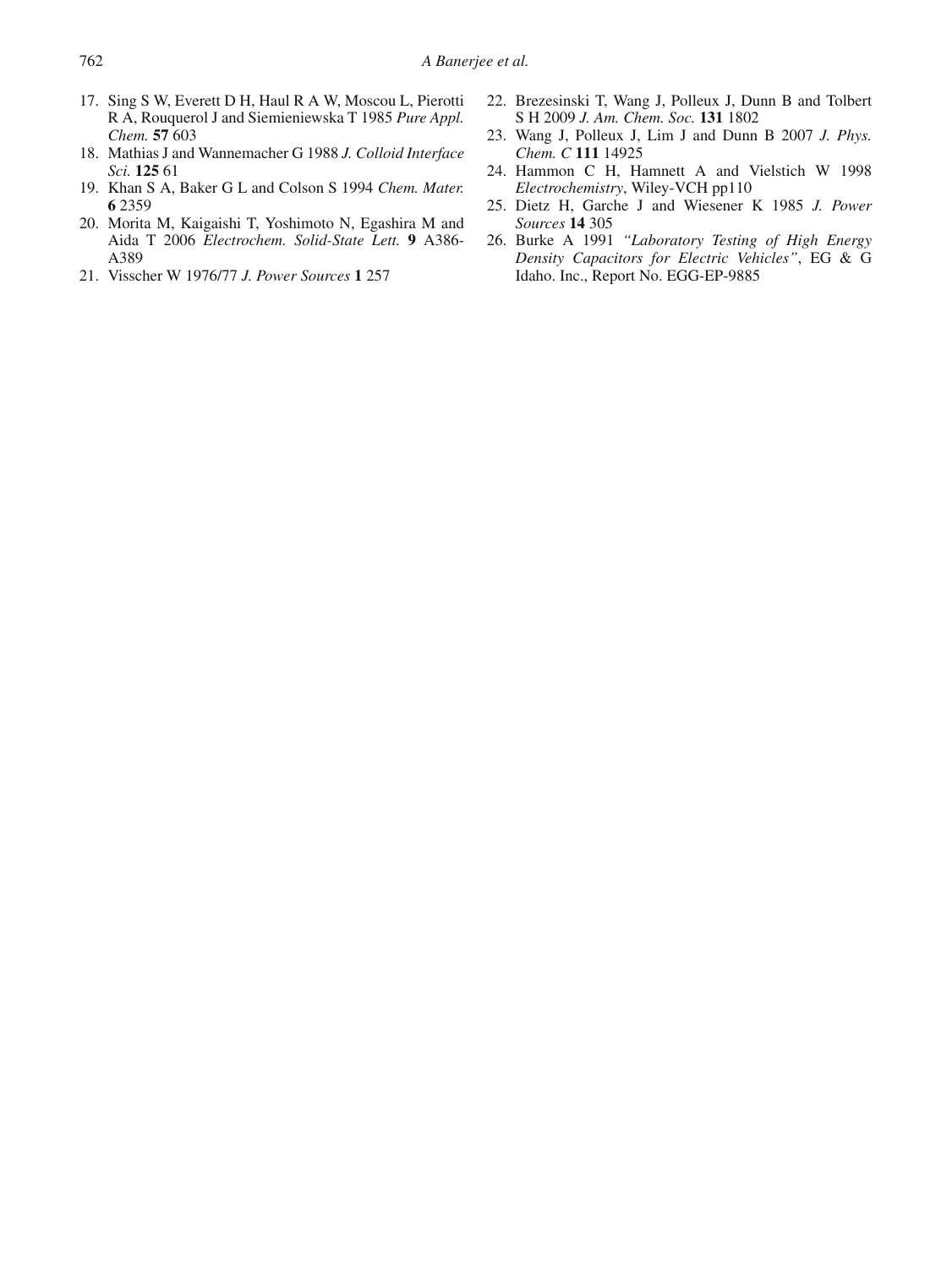17. Sing S W, Everett D H, Haul R A W, Moscou L, Pierotti R A, Rouquerol J and Siemieniewska T 1985 *Pure Appl. Chem.* **57** 603
18. Mathias J and Wannemacher G 1988 *J. Colloid Interface Sci.* **125** 61
19. Khan S A, Baker G L and Colson S 1994 *Chem. Mater.* **6** 2359
20. Morita M, Kaigaishi T, Yoshimoto N, Egashira M and Aida T 2006 *Electrochem. Solid-State Lett.* **9** A386-A389
21. Visscher W 1976/77 *J. Power Sources* **1** 257
22. Brezesinski T, Wang J, Polleux J, Dunn B and Tolbert S H 2009 *J. Am. Chem. Soc.* **131** 1802
23. Wang J, Polleux J, Lim J and Dunn B 2007 *J. Phys. Chem. C* **111** 14925
24. Hammon C H, Hamnett A and Vielstich W 1998 *Electrochemistry*, Wiley-VCH pp110
25. Dietz H, Garche J and Wiesener K 1985 *J. Power Sources* **14** 305
26. Burke A 1991 *"Laboratory Testing of High Energy Density Capacitors for Electric Vehicles"*, EG & G Idaho. Inc., Report No. EGG-EP-9885